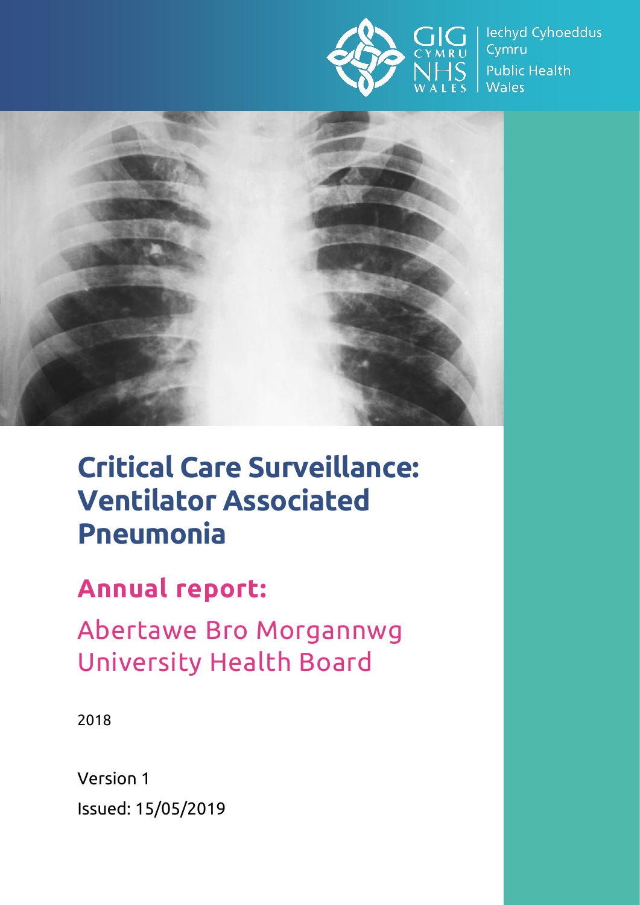Iechyd Cyhoeddus Cymru

Public Health Wales

# Critical Care Surveillance: Ventilator Associated Pneumonia

## Annual report:

Abertawe Bro Morgannwg University Health Board

2018

Version 1

Issued: 15/05/2019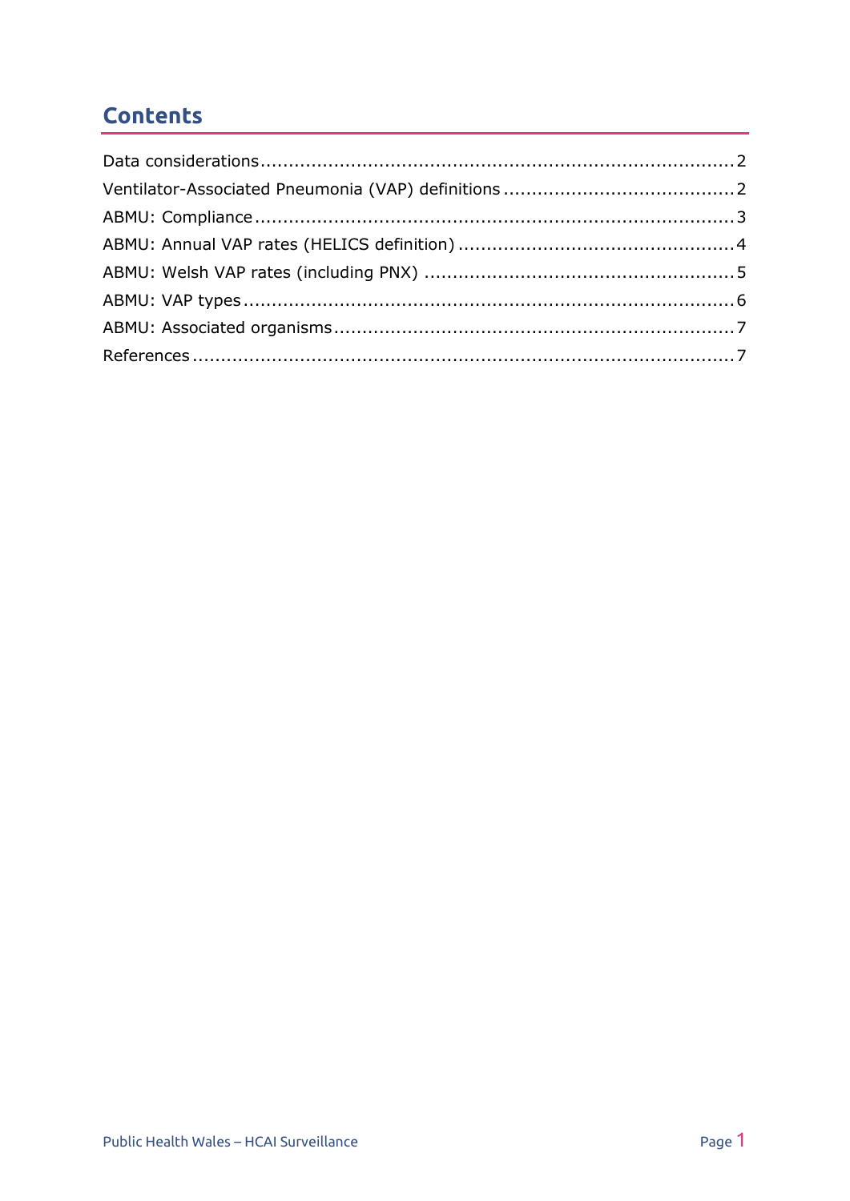## Contents

Data considerations .......... 2
Ventilator-Associated Pneumonia (VAP) definitions .......... 2
ABMU: Compliance .......... 3
ABMU: Annual VAP rates (HELICS definition) .......... 4
ABMU: Welsh VAP rates (including PNX) .......... 5
ABMU: VAP types .......... 6
ABMU: Associated organisms .......... 7
References .......... 7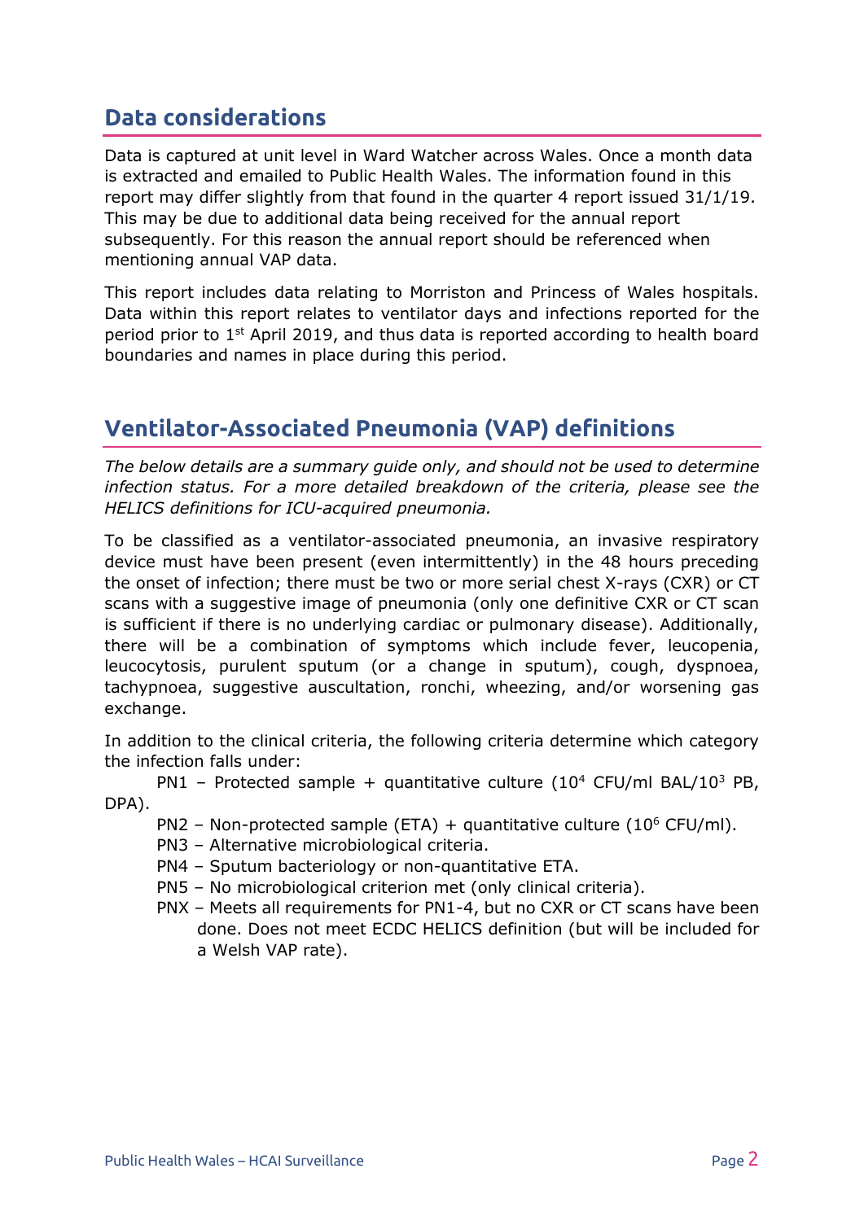## Data considerations

Data is captured at unit level in Ward Watcher across Wales. Once a month data is extracted and emailed to Public Health Wales. The information found in this report may differ slightly from that found in the quarter 4 report issued 31/1/19. This may be due to additional data being received for the annual report subsequently. For this reason the annual report should be referenced when mentioning annual VAP data.

This report includes data relating to Morriston and Princess of Wales hospitals. Data within this report relates to ventilator days and infections reported for the period prior to 1st April 2019, and thus data is reported according to health board boundaries and names in place during this period.

## Ventilator-Associated Pneumonia (VAP) definitions

*The below details are a summary guide only, and should not be used to determine infection status. For a more detailed breakdown of the criteria, please see the HELICS definitions for ICU-acquired pneumonia.*

To be classified as a ventilator-associated pneumonia, an invasive respiratory device must have been present (even intermittently) in the 48 hours preceding the onset of infection; there must be two or more serial chest X-rays (CXR) or CT scans with a suggestive image of pneumonia (only one definitive CXR or CT scan is sufficient if there is no underlying cardiac or pulmonary disease). Additionally, there will be a combination of symptoms which include fever, leucopenia, leucocytosis, purulent sputum (or a change in sputum), cough, dyspnoea, tachypnoea, suggestive auscultation, ronchi, wheezing, and/or worsening gas exchange.

In addition to the clinical criteria, the following criteria determine which category the infection falls under:

- PN1 – Protected sample + quantitative culture ($10^4$ CFU/ml BAL/$10^3$ PB, DPA).
- PN2 – Non-protected sample (ETA) + quantitative culture ($10^6$ CFU/ml).
- PN3 – Alternative microbiological criteria.
- PN4 – Sputum bacteriology or non-quantitative ETA.
- PN5 – No microbiological criterion met (only clinical criteria).
- PNX – Meets all requirements for PN1-4, but no CXR or CT scans have been done. Does not meet ECDC HELICS definition (but will be included for a Welsh VAP rate).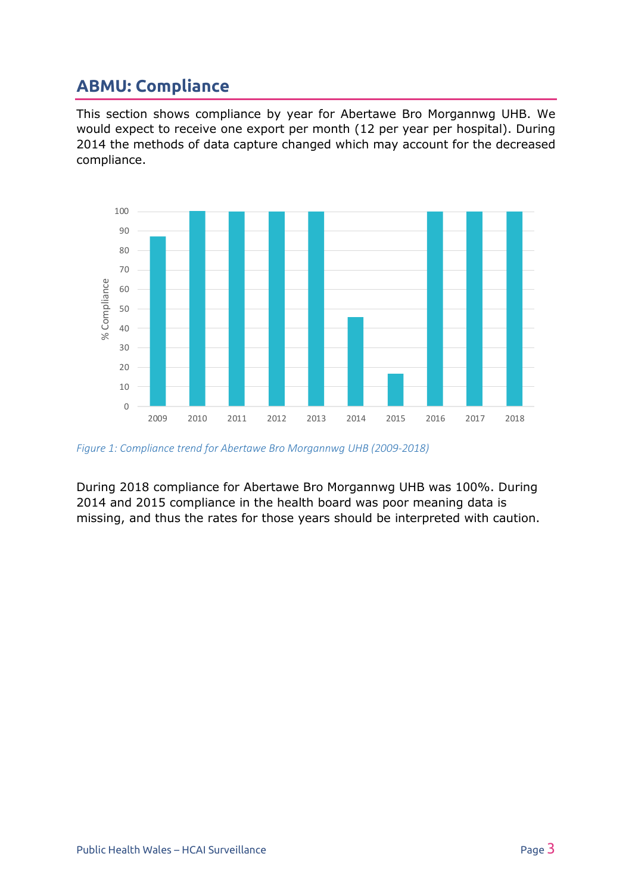## ABMU: Compliance

This section shows compliance by year for Abertawe Bro Morgannwg UHB. We would expect to receive one export per month (12 per year per hospital). During 2014 the methods of data capture changed which may account for the decreased compliance.

*Figure 1: Compliance trend for Abertawe Bro Morgannwg UHB (2009-2018)*

During 2018 compliance for Abertawe Bro Morgannwg UHB was 100%. During 2014 and 2015 compliance in the health board was poor meaning data is missing, and thus the rates for those years should be interpreted with caution.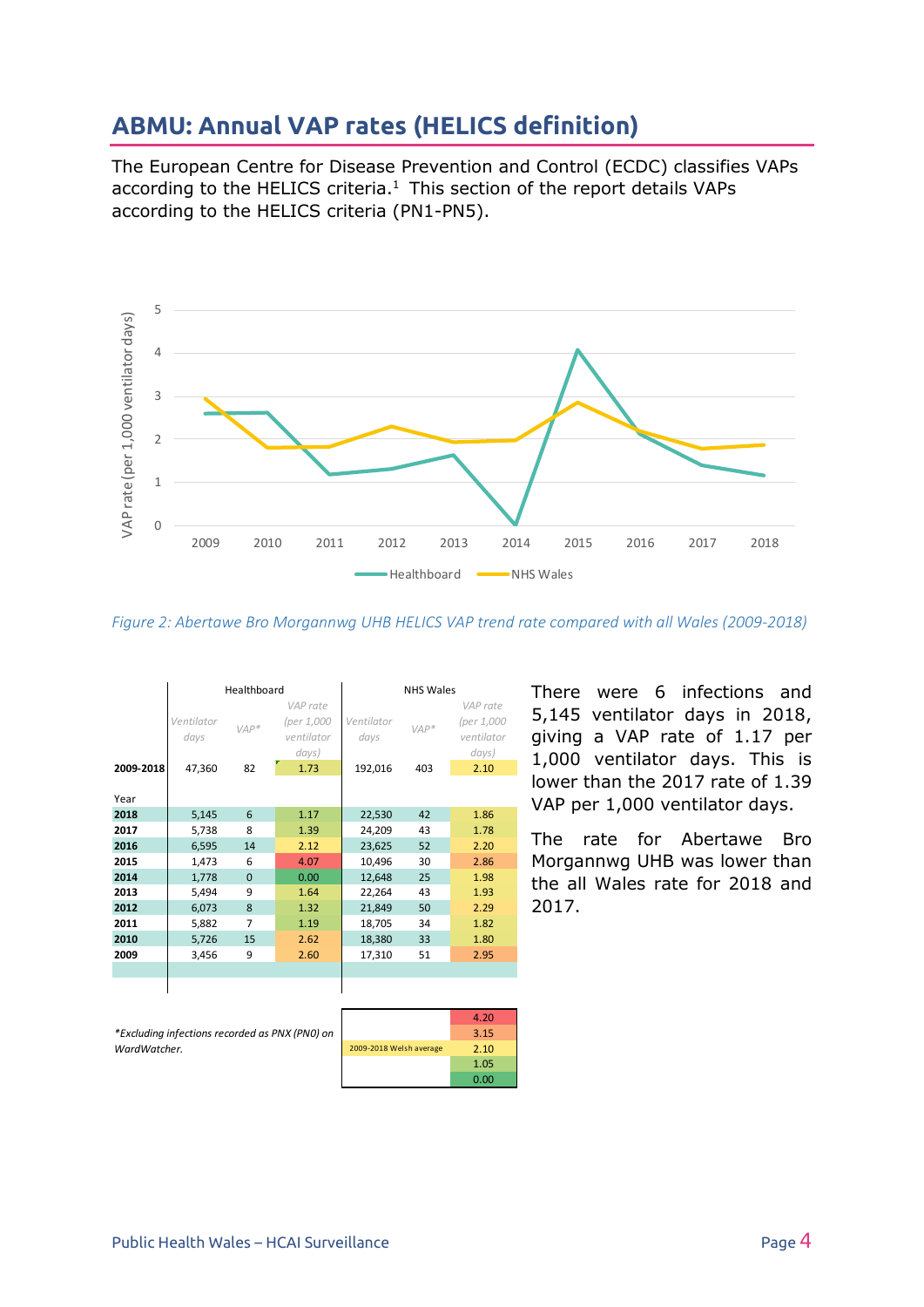## ABMU: Annual VAP rates (HELICS definition)

The European Centre for Disease Prevention and Control (ECDC) classifies VAPs according to the HELICS criteria.[1] This section of the report details VAPs according to the HELICS criteria (PN1-PN5).

*Figure 2: Abertawe Bro Morgannwg UHB HELICS VAP trend rate compared with all Wales (2009-2018)*

| | Healthboard | | | NHS Wales | | |
|---|---|---|---|---|---|---|
| | *Ventilator days* | *VAP\** | *VAP rate (per 1,000 ventilator days)* | *Ventilator days* | *VAP\** | *VAP rate (per 1,000 ventilator days)* |
| **2009-2018** | 47,360 | 82 | 1.73 | 192,016 | 403 | 2.10 |
| Year | | | | | | |
| **2018** | 5,145 | 6 | 1.17 | 22,530 | 42 | 1.86 |
| **2017** | 5,738 | 8 | 1.39 | 24,209 | 43 | 1.78 |
| **2016** | 6,595 | 14 | 2.12 | 23,625 | 52 | 2.20 |
| **2015** | 1,473 | 6 | 4.07 | 10,496 | 30 | 2.86 |
| **2014** | 1,778 | 0 | 0.00 | 12,648 | 25 | 1.98 |
| **2013** | 5,494 | 9 | 1.64 | 22,264 | 43 | 1.93 |
| **2012** | 6,073 | 8 | 1.32 | 21,849 | 50 | 2.29 |
| **2011** | 5,882 | 7 | 1.19 | 18,705 | 34 | 1.82 |
| **2010** | 5,726 | 15 | 2.62 | 18,380 | 33 | 1.80 |
| **2009** | 3,456 | 9 | 2.60 | 17,310 | 51 | 2.95 |

*\*Excluding infections recorded as PNX (PN0) on WardWatcher.*

| | |
|---|---|
| | 4.20 |
| | 3.15 |
| 2009-2018 Welsh average | 2.10 |
| | 1.05 |
| | 0.00 |

There were 6 infections and 5,145 ventilator days in 2018, giving a VAP rate of 1.17 per 1,000 ventilator days. This is lower than the 2017 rate of 1.39 VAP per 1,000 ventilator days.

The rate for Abertawe Bro Morgannwg UHB was lower than the all Wales rate for 2018 and 2017.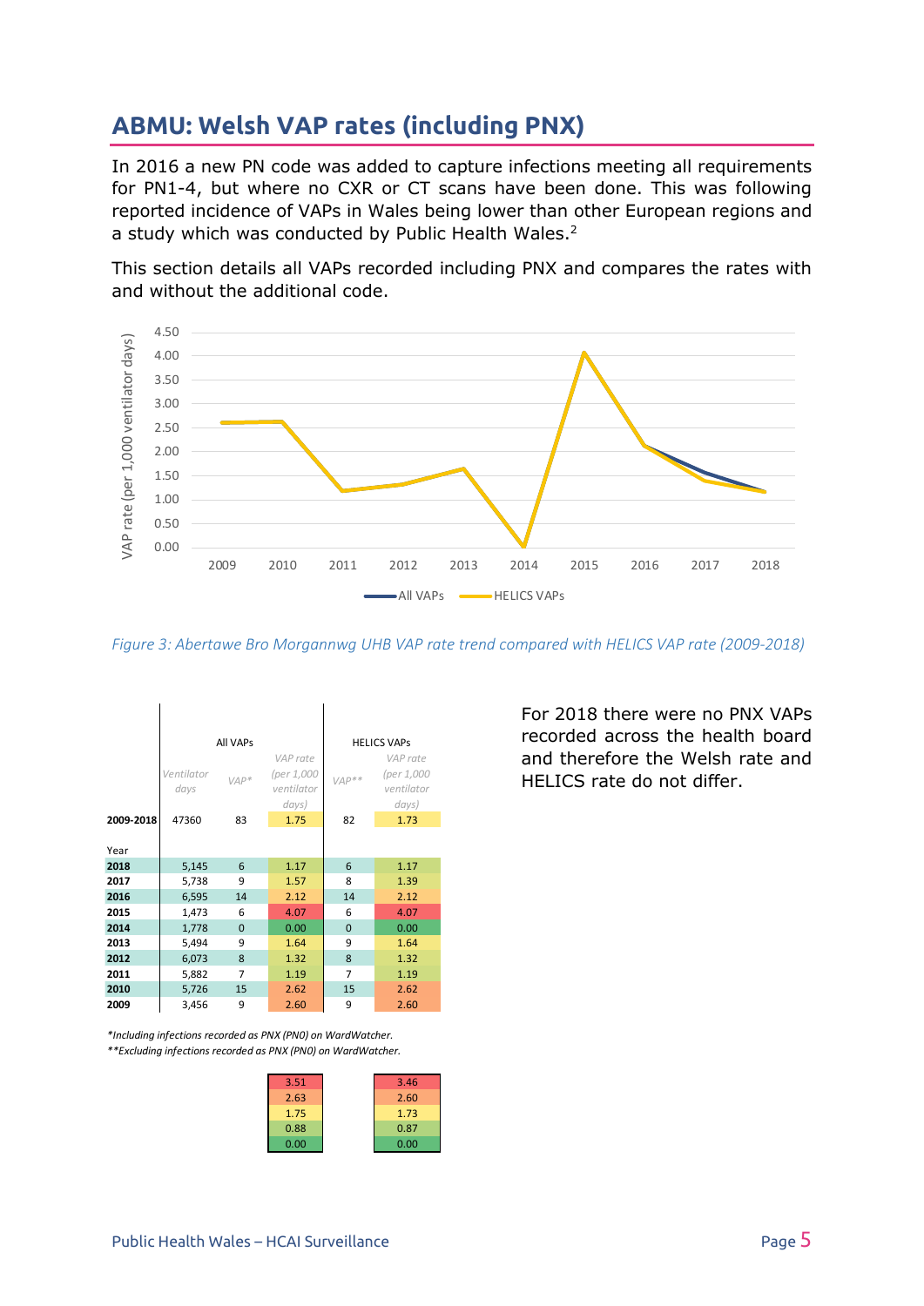## ABMU: Welsh VAP rates (including PNX)

In 2016 a new PN code was added to capture infections meeting all requirements for PN1-4, but where no CXR or CT scans have been done. This was following reported incidence of VAPs in Wales being lower than other European regions and a study which was conducted by Public Health Wales.[2]

This section details all VAPs recorded including PNX and compares the rates with and without the additional code.

*Figure 3: Abertawe Bro Morgannwg UHB VAP rate trend compared with HELICS VAP rate (2009-2018)*

| | All VAPs | | | HELICS VAPs | |
|---|---|---|---|---|---|
| | Ventilator days | VAP* | VAP rate (per 1,000 ventilator days) | VAP** | VAP rate (per 1,000 ventilator days) |
| 2009-2018 | 47360 | 83 | 1.75 | 82 | 1.73 |
| Year | | | | | |
| 2018 | 5,145 | 6 | 1.17 | 6 | 1.17 |
| 2017 | 5,738 | 9 | 1.57 | 8 | 1.39 |
| 2016 | 6,595 | 14 | 2.12 | 14 | 2.12 |
| 2015 | 1,473 | 6 | 4.07 | 6 | 4.07 |
| 2014 | 1,778 | 0 | 0.00 | 0 | 0.00 |
| 2013 | 5,494 | 9 | 1.64 | 9 | 1.64 |
| 2012 | 6,073 | 8 | 1.32 | 8 | 1.32 |
| 2011 | 5,882 | 7 | 1.19 | 7 | 1.19 |
| 2010 | 5,726 | 15 | 2.62 | 15 | 2.62 |
| 2009 | 3,456 | 9 | 2.60 | 9 | 2.60 |

*Including infections recorded as PNX (PN0) on WardWatcher.
**Excluding infections recorded as PNX (PN0) on WardWatcher.

| All VAPs | HELICS VAPs |
|---|---|
| 3.51 | 3.46 |
| 2.63 | 2.60 |
| 1.75 | 1.73 |
| 0.88 | 0.87 |
| 0.00 | 0.00 |

For 2018 there were no PNX VAPs recorded across the health board and therefore the Welsh rate and HELICS rate do not differ.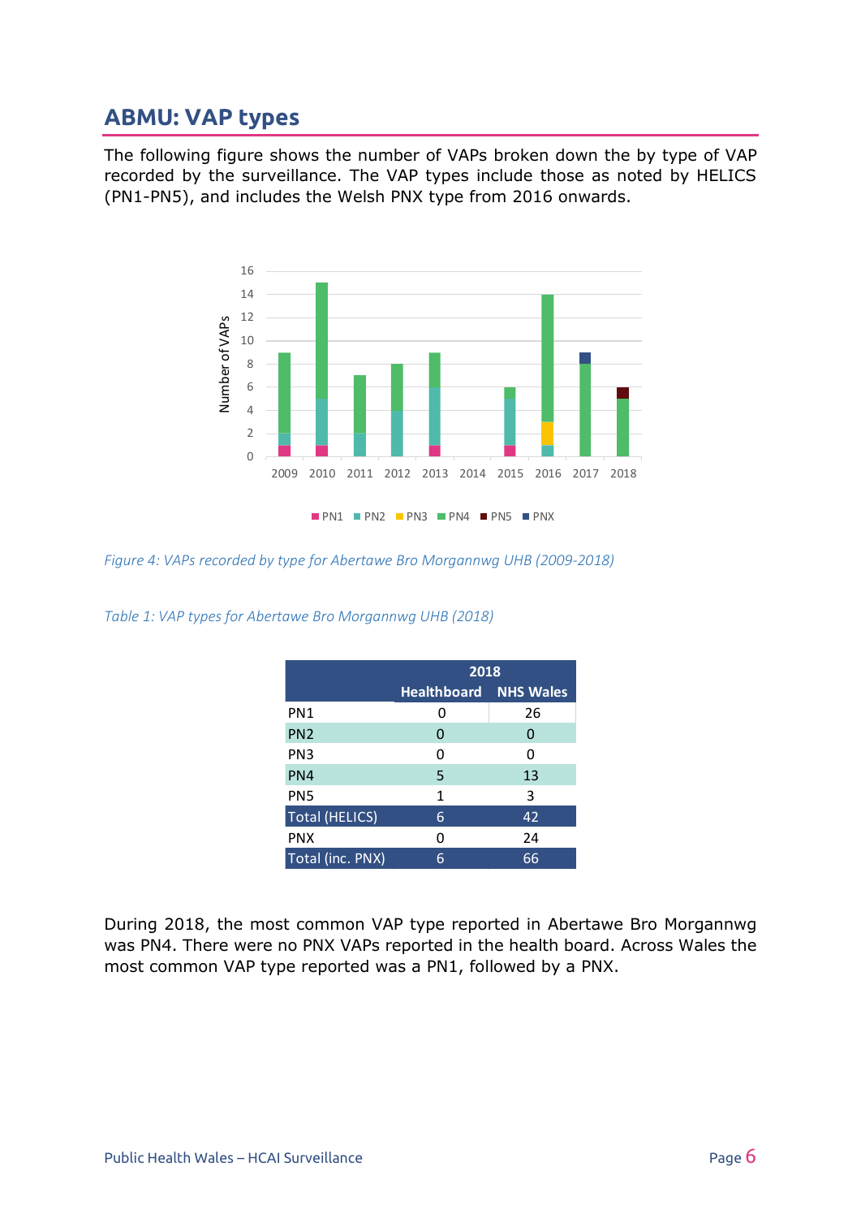## ABMU: VAP types

The following figure shows the number of VAPs broken down the by type of VAP recorded by the surveillance. The VAP types include those as noted by HELICS (PN1-PN5), and includes the Welsh PNX type from 2016 onwards.

*Figure 4: VAPs recorded by type for Abertawe Bro Morgannwg UHB (2009-2018)*

*Table 1: VAP types for Abertawe Bro Morgannwg UHB (2018)*

| | 2018 | |
|---|---|---|
| | **Healthboard** | **NHS Wales** |
| PN1 | 0 | 26 |
| PN2 | 0 | 0 |
| PN3 | 0 | 0 |
| PN4 | 5 | 13 |
| PN5 | 1 | 3 |
| Total (HELICS) | 6 | 42 |
| PNX | 0 | 24 |
| Total (inc. PNX) | 6 | 66 |

During 2018, the most common VAP type reported in Abertawe Bro Morgannwg was PN4. There were no PNX VAPs reported in the health board. Across Wales the most common VAP type reported was a PN1, followed by a PNX.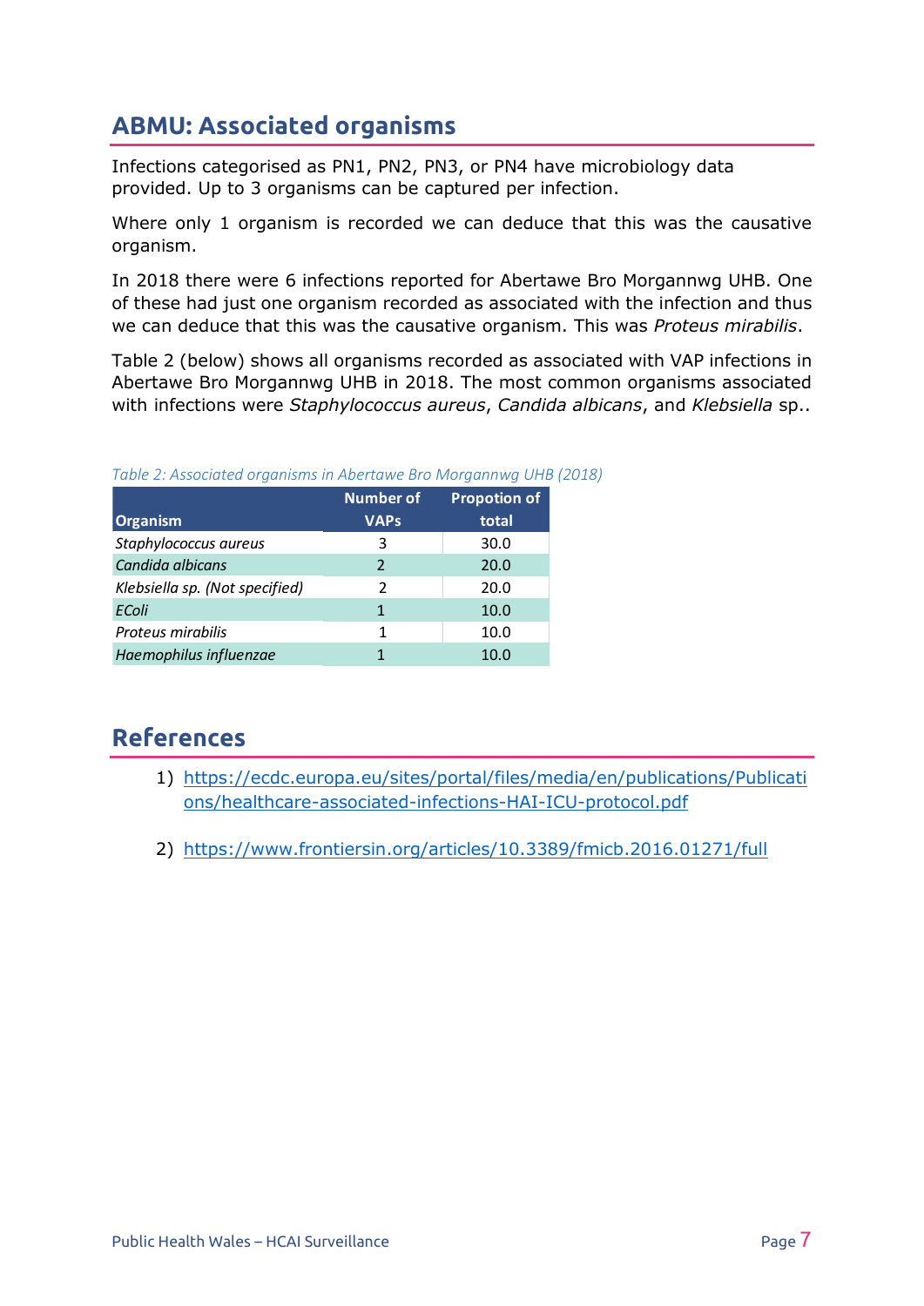## ABMU: Associated organisms

Infections categorised as PN1, PN2, PN3, or PN4 have microbiology data provided. Up to 3 organisms can be captured per infection.

Where only 1 organism is recorded we can deduce that this was the causative organism.

In 2018 there were 6 infections reported for Abertawe Bro Morgannwg UHB. One of these had just one organism recorded as associated with the infection and thus we can deduce that this was the causative organism. This was *Proteus mirabilis*.

Table 2 (below) shows all organisms recorded as associated with VAP infections in Abertawe Bro Morgannwg UHB in 2018. The most common organisms associated with infections were *Staphylococcus aureus*, *Candida albicans*, and *Klebsiella* sp..

*Table 2: Associated organisms in Abertawe Bro Morgannwg UHB (2018)*

| Organism | Number of VAPs | Propotion of total |
|---|---|---|
| *Staphylococcus aureus* | 3 | 30.0 |
| *Candida albicans* | 2 | 20.0 |
| *Klebsiella sp. (Not specified)* | 2 | 20.0 |
| *EColi* | 1 | 10.0 |
| *Proteus mirabilis* | 1 | 10.0 |
| *Haemophilus influenzae* | 1 | 10.0 |

## References

1) https://ecdc.europa.eu/sites/portal/files/media/en/publications/Publications/healthcare-associated-infections-HAI-ICU-protocol.pdf

2) https://www.frontiersin.org/articles/10.3389/fmicb.2016.01271/full